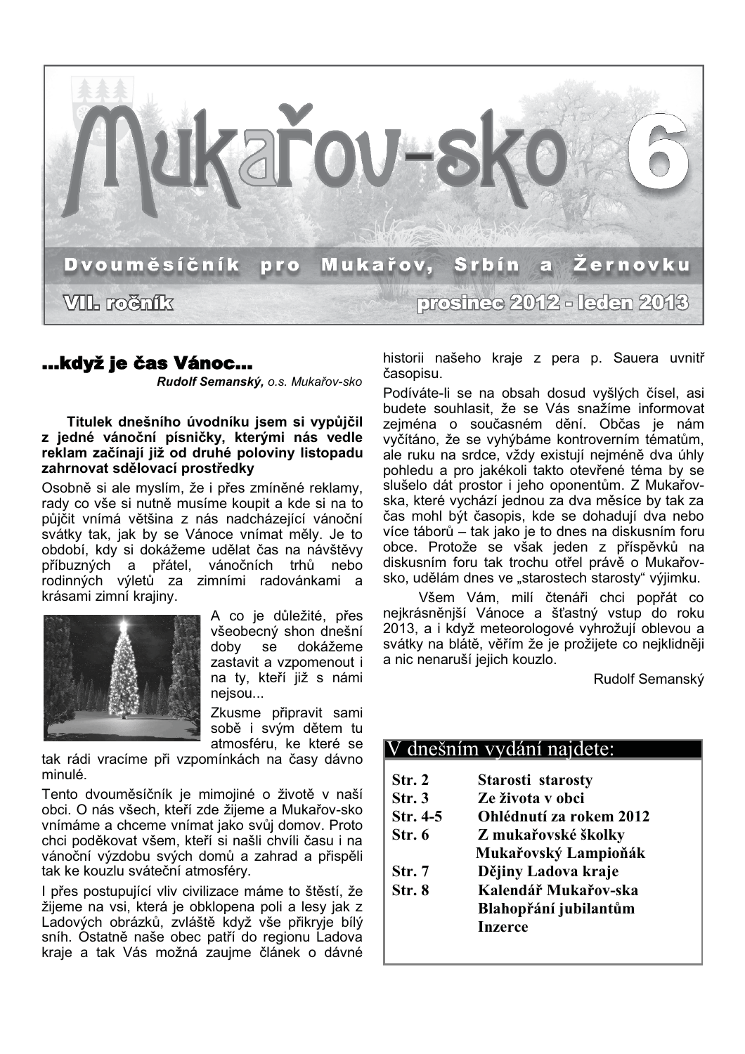# Mukařov-sko 6

**Dvouměsíčník pro Mukařov, Srbín a Žernovku**

**VII. ročník** — **prosinec 2012 - leden 2013**

## ...když je čas Vánoc...

*Rudolf Semanský, o.s. Mukařov-sko*

**Titulek dnešního úvodníku jsem si vypůjčil z jedné vánoční písničky, kterými nás vedle reklam začínají již od druhé poloviny listopadu zahrnovat sdělovací prostředky**

Osobně si ale myslím, že i přes zmíněné reklamy, rady co vše si nutně musíme koupit a kde si na to půjčit vnímá většina z nás nadcházející vánoční svátky tak, jak by se Vánoce vnímat měly. Je to období, kdy si dokážeme udělat čas na návštěvy příbuzných a přátel, vánočních trhů nebo rodinných výletů za zimními radovánkami a krásami zimní krajiny.

A co je důležité, přes všeobecný shon dnešní doby se dokážeme zastavit a vzpomenout i na ty, kteří již s námi nejsou...

Zkusme připravit sami sobě i svým dětem tu atmosféru, ke které se tak rádi vracíme při vzpomínkách na časy dávno minulé.

Tento dvouměsíčník je mimojiné o životě v naší obci. O nás všech, kteří zde žijeme a Mukařov-sko vnímáme a chceme vnímat jako svůj domov. Proto chci poděkovat všem, kteří si našli chvíli času i na vánoční výzdobu svých domů a zahrad a přispěli tak ke kouzlu sváteční atmosféry.

I přes postupující vliv civilizace máme to štěstí, že žijeme na vsi, která je obklopena poli a lesy jak z Ladových obrázků, zvláště když vše přikryje bílý sníh. Ostatně naše obec patří do regionu Ladova kraje a tak Vás možná zaujme článek o dávné historii našeho kraje z pera p. Sauera uvnitř časopisu.

Podíváte-li se na obsah dosud vyšlých čísel, asi budete souhlasit, že se Vás snažíme informovat zejména o současném dění. Občas je nám vyčítáno, že se vyhýbáme kontroverzním tématům, ale ruku na srdce, vždy existují nejméně dva úhly pohledu a pro jakékoli takto otevřené téma by se slušelo dát prostor i jeho oponentům. Z Mukařov-ska, které vychází jednou za dva měsíce by tak za čas mohl být časopis, kde se dohadují dva nebo více táborů – tak jako je to dnes na diskusním foru obce. Protože se však jeden z příspěvků na diskusním foru tak trochu otřel právě o Mukařov-sko, udělám dnes ve „starostech starosty“ výjimku.

Všem Vám, milí čtenáři chci popřát co nejkrásnější Vánoce a šťastný vstup do roku 2013, a i když meteorologové vyhrožují oblevou a svátky na blátě, věřím že je prožijete co nejklidněji a nic nenaruší jejich kouzlo.

Rudolf Semanský

## V dnešním vydání najdete:

| | |
|---|---|
| **Str. 2** | **Starosti starosty** |
| **Str. 3** | **Ze života v obci** |
| **Str. 4-5** | **Ohlédnutí za rokem 2012** |
| **Str. 6** | **Z mukařovské školky** |
| | **Mukařovský Lampioňák** |
| **Str. 7** | **Dějiny Ladova kraje** |
| **Str. 8** | **Kalendář Mukařov-ska** |
| | **Blahopřání jubilantům** |
| | **Inzerce** |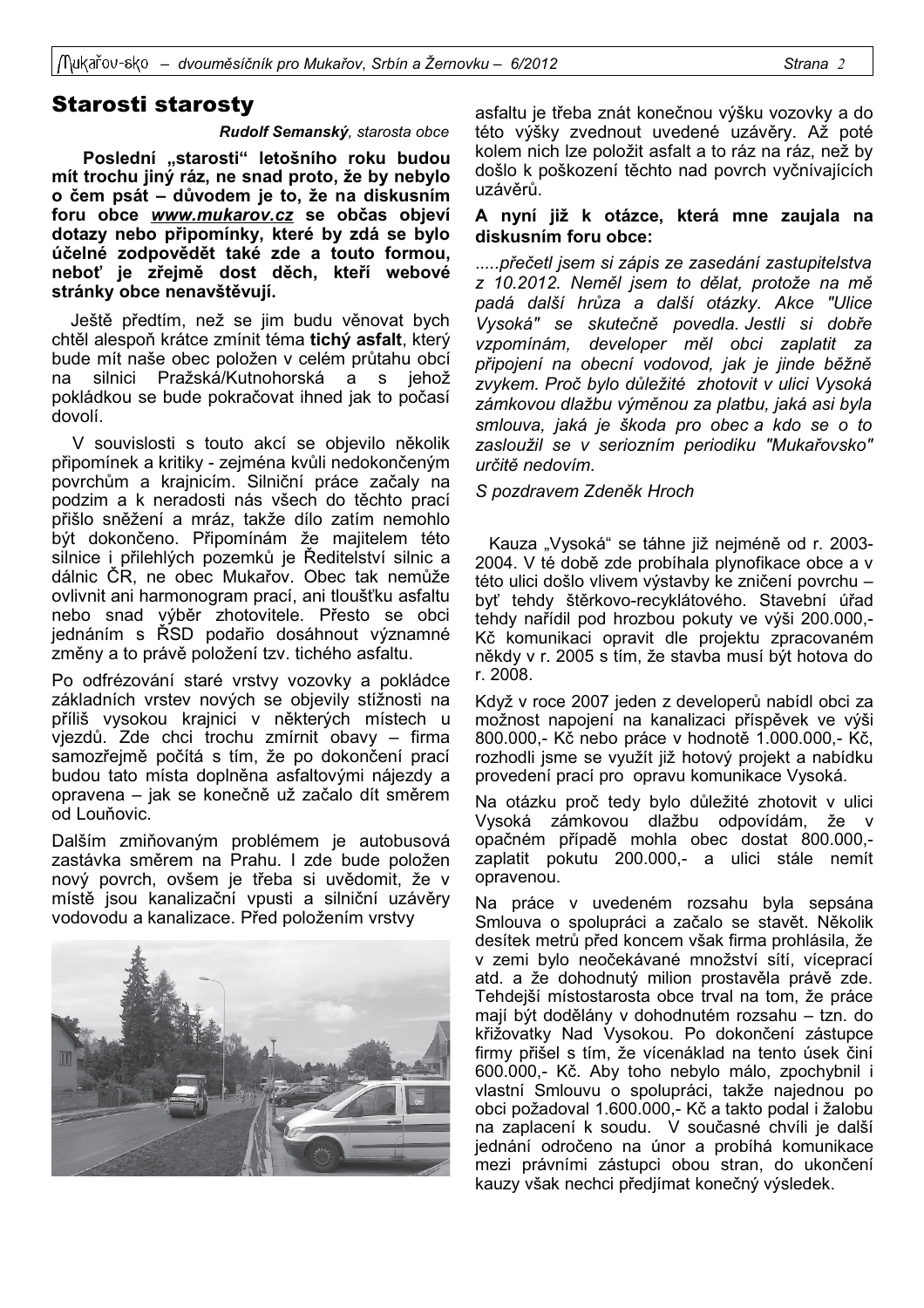## Starosti starosty

***Rudolf Semanský**, starosta obce*

**Poslední „starosti" letošního roku budou mít trochu jiný ráz, ne snad proto, že by nebylo o čem psát – důvodem je to, že na diskusním foru obce *www.mukarov.cz* se občas objeví dotazy nebo připomínky, které by zdá se bylo účelné zodpovědět také zde a touto formou, neboť je zřejmě dost děch, kteří webové stránky obce nenavštěvují.**

Ještě předtím, než se jim budu věnovat bych chtěl alespoň krátce zmínit téma **tichý asfalt**, který bude mít naše obec položen v celém průtahu obcí na silnici Pražská/Kutnohorská a s jehož pokládkou se bude pokračovat ihned jak to počasí dovolí.

V souvislosti s touto akcí se objevilo několik připomínek a kritiky - zejména kvůli nedokončeným povrchům a krajnicím. Silniční práce začaly na podzim a k neradosti nás všech do těchto prací přišlo sněžení a mráz, takže dílo zatím nemohlo být dokončeno. Připomínám že majitelem této silnice i přilehlých pozemků je Ředitelství silnic a dálnic ČR, ne obec Mukařov. Obec tak nemůže ovlivnit ani harmonogram prací, ani tloušťku asfaltu nebo snad výběr zhotovitele. Přesto se obci jednáním s ŘSD podařio dosáhnout významné změny a to právě položení tzv. tichého asfaltu.

Po odfrézování staré vrstvy vozovky a pokládce základních vrstev nových se objevily stížnosti na příliš vysokou krajnici v některých místech u vjezdů. Zde chci trochu zmírnit obavy – firma samozřejmě počítá s tím, že po dokončení prací budou tato místa doplněna asfaltovými nájezdy a opravena – jak se konečně už začalo dít směrem od Louňovic.

Dalším zmiňovaným problémem je autobusová zastávka směrem na Prahu. I zde bude položen nový povrch, ovšem je třeba si uvědomit, že v místě jsou kanalizační vpusti a silniční uzávěry vodovodu a kanalizace. Před položením vrstvy asfaltu je třeba znát konečnou výšku vozovky a do této výšky zvednout uvedené uzávěry. Až poté kolem nich lze položit asfalt a to ráz na ráz, než by došlo k poškození těchto nad povrch vyčnívajících uzávěrů.

**A nyní již k otázce, která mne zaujala na diskusním foru obce:**

*.....přečetl jsem si zápis ze zasedání zastupitelstva z 10.2012. Neměl jsem to dělat, protože na mě padá další hrůza a další otázky. Akce "Ulice Vysoká" se skutečně povedla. Jestli si dobře vzpomínám, developer měl obci zaplatit za připojení na obecní vodovod, jak je jinde běžně zvykem. Proč bylo důležité zhotovit v ulici Vysoká zámkovou dlažbu výměnou za platbu, jaká asi byla smlouva, jaká je škoda pro obec a kdo se o to zasloužil se v seriozním periodiku "Mukařovsko" určitě nedovím.*

*S pozdravem Zdeněk Hroch*

Kauza „Vysoká" se táhne již nejméně od r. 2003-2004. V té době zde probíhala plynofikace obce a v této ulici došlo vlivem výstavby ke zničení povrchu – byť tehdy štěrkovo-recyklátového. Stavební úřad tehdy nařídil pod hrozbou pokuty ve výši 200.000,- Kč komunikaci opravit dle projektu zpracovaném někdy v r. 2005 s tím, že stavba musí být hotova do r. 2008.

Když v roce 2007 jeden z developerů nabídl obci za možnost napojení na kanalizaci příspěvek ve výši 800.000,- Kč nebo práce v hodnotě 1.000.000,- Kč, rozhodli jsme se využít již hotový projekt a nabídku provedení prací pro opravu komunikace Vysoká.

Na otázku proč tedy bylo důležité zhotovit v ulici Vysoká zámkovou dlažbu odpovídám, že v opačném případě mohla obec dostat 800.000,- zaplatit pokutu 200.000,- a ulici stále nemít opravenou.

Na práce v uvedeném rozsahu byla sepsána Smlouva o spolupráci a začalo se stavět. Několik desítek metrů před koncem však firma prohlásila, že v zemi bylo neočekávané množství sítí, víceprací atd. a že dohodnutý milion prostavěla právě zde. Tehdejší místostarosta obce trval na tom, že práce mají být dodělány v dohodnutém rozsahu – tzn. do křižovatky Nad Vysokou. Po dokončení zástupce firmy přišel s tím, že vícenáklad na tento úsek činí 600.000,- Kč. Aby toho nebylo málo, zpochybnil i vlastní Smlouvu o spolupráci, takže najednou po obci požadoval 1.600.000,- Kč a takto podal i žalobu na zaplacení k soudu. V současné chvíli je další jednání odročeno na únor a probíhá komunikace mezi právními zástupci obou stran, do ukončení kauzy však nechci předjímat konečný výsledek.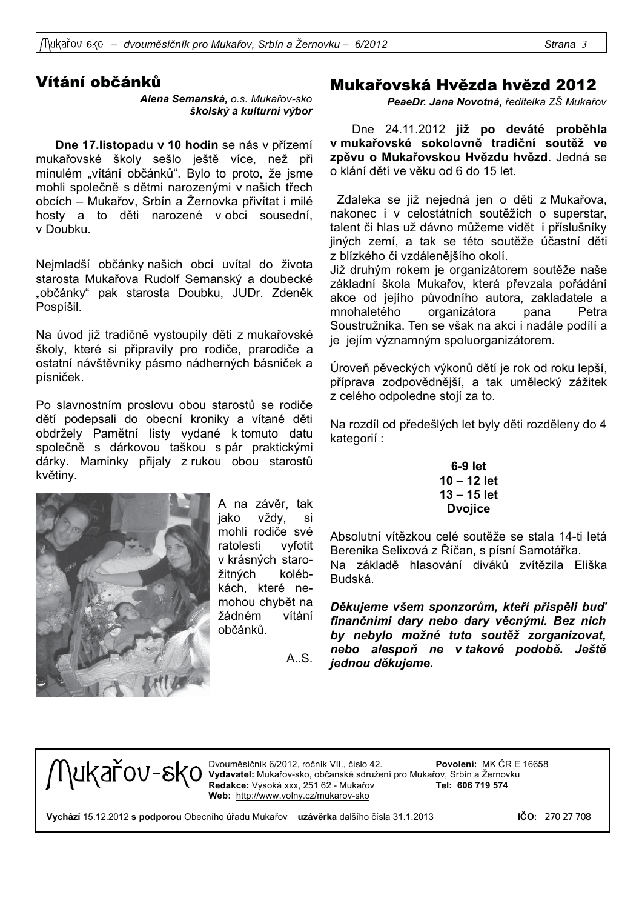## Vítání občánků

***Alena Semanská,** o.s. Mukařov-sko*
***školský a kulturní výbor***

**Dne 17.listopadu v 10 hodin** se nás v přízemí mukařovské školy sešlo ještě více, než při minulém „vítání občánků". Bylo to proto, že jsme mohli společně s dětmi narozenými v našich třech obcích – Mukařov, Srbín a Žernovka přivítat i milé hosty a to děti narozené v obci sousední, v Doubku.

Nejmladší občánky našich obcí uvítal do života starosta Mukařova Rudolf Semanský a doubecké „občánky" pak starosta Doubku, JUDr. Zdeněk Pospíšil.

Na úvod již tradičně vystoupily děti z mukařovské školy, které si připravily pro rodiče, prarodiče a ostatní návštěvníky pásmo nádherných básniček a písniček.

Po slavnostním proslovu obou starostů se rodiče dětí podepsali do obecní kroniky a vítané děti obdržely Pamětní listy vydané k tomuto datu společně s dárkovou taškou s pár praktickými dárky. Maminky přijaly z rukou obou starostů květiny.

A na závěr, tak jako vždy, si mohli rodiče své ratolesti vyfotit v krásných staro-žitných kolébkách, které nemohou chybět na žádném vítání občánků.

A..S.

## Mukařovská Hvězda hvězd 2012

***PeaeDr. Jana Novotná,** ředitelka ZŠ Mukařov*

Dne 24.11.2012 **již po deváté proběhla v mukařovské sokolovně tradiční soutěž ve zpěvu o Mukařovskou Hvězdu hvězd**. Jedná se o klání dětí ve věku od 6 do 15 let.

Zdaleka se již nejedná jen o děti z Mukařova, nakonec i v celostátních soutěžích o superstar, talent či hlas už dávno můžeme vidět i příslušníky jiných zemí, a tak se této soutěže účastní děti z blízkého či vzdálenějšího okolí.
Již druhým rokem je organizátorem soutěže naše základní škola Mukařov, která převzala pořádání akce od jejího původního autora, zakladatele a mnohaletého organizátora pana Petra Soustružníka. Ten se však na akci i nadále podílí a je jejím významným spoluorganizátorem.

Úroveň pěveckých výkonů dětí je rok od roku lepší, příprava zodpovědnější, a tak umělecký zážitek z celého odpoledne stojí za to.

Na rozdíl od předešlých let byly děti rozděleny do 4 kategorií :

**6-9 let**
**10 – 12 let**
**13 – 15 let**
**Dvojice**

Absolutní vítězkou celé soutěže se stala 14-ti letá Berenika Selixová z Říčan, s písní Samotářka.
Na základě hlasování diváků zvítězila Eliška Budská.

***Děkujeme všem sponzorům, kteří přispěli buď finančními dary nebo dary věcnými. Bez nich by nebylo možné tuto soutěž zorganizovat, nebo alespoň ne v takové podobě. Ještě jednou děkujeme.***

Mukařov-sko
Dvouměsíčník 6/2012, ročník VII., číslo 42. **Povolení:** MK ČR E 16658
**Vydavatel:** Mukařov-sko, občanské sdružení pro Mukařov, Srbín a Žernovku
**Redakce:** Vysoká xxx, 251 62 - Mukařov **Tel: 606 719 574**
**Web:** http://www.volny.cz/mukarov-sko

**Vychází** 15.12.2012 **s podporou** Obecního úřadu Mukařov **uzávěrka** dalšího čísla 31.1.2013 **IČO:** 270 27 708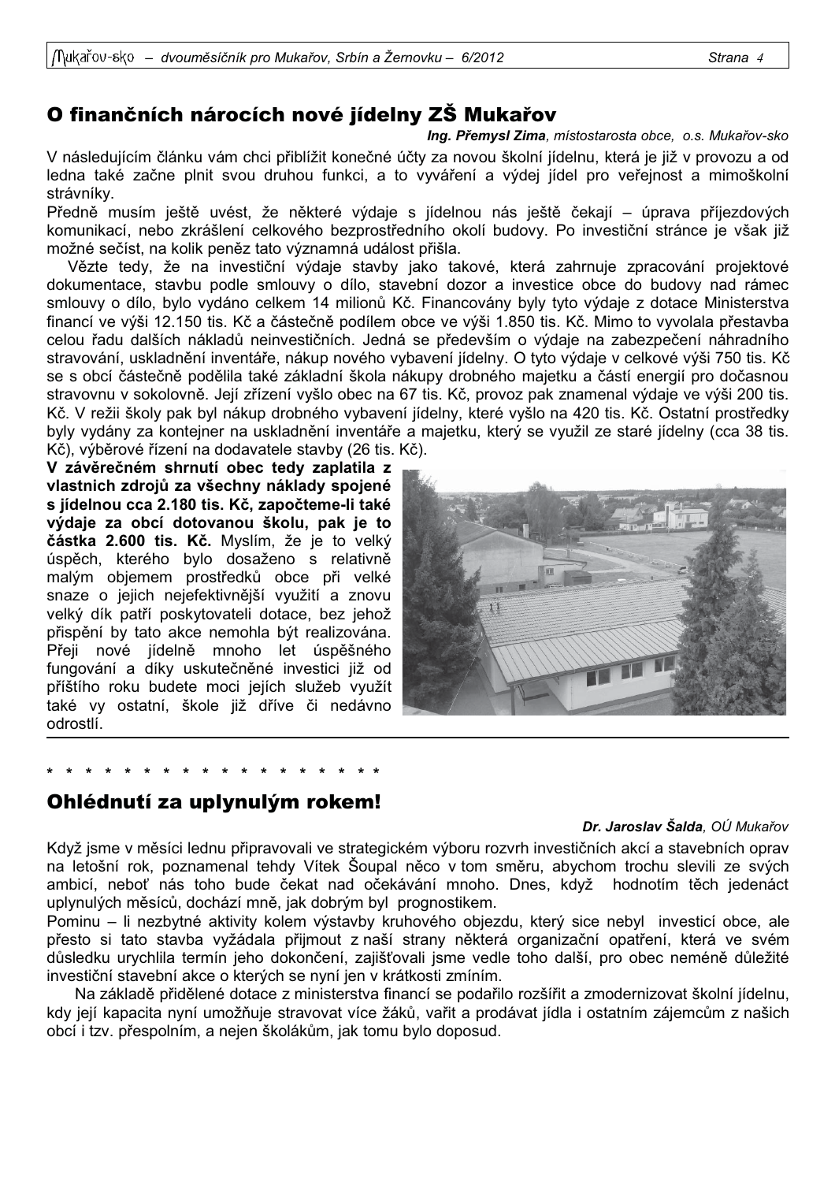## O finančních nárocích nové jídelny ZŠ Mukařov

***Ing. Přemysl Zima**, místostarosta obce, o.s. Mukařov-sko*

V následujícím článku vám chci přiblížit konečné účty za novou školní jídelnu, která je již v provozu a od ledna také začne plnit svou druhou funkci, a to vyváření a výdej jídel pro veřejnost a mimoškolní strávníky.

Předně musím ještě uvést, že některé výdaje s jídelnou nás ještě čekají – úprava příjezdových komunikací, nebo zkrášlení celkového bezprostředního okolí budovy. Po investiční stránce je však již možné sečíst, na kolik peněz tato významná událost přišla.

Vězte tedy, že na investiční výdaje stavby jako takové, která zahrnuje zpracování projektové dokumentace, stavbu podle smlouvy o dílo, stavební dozor a investice obce do budovy nad rámec smlouvy o dílo, bylo vydáno celkem 14 milionů Kč. Financovány byly tyto výdaje z dotace Ministerstva financí ve výši 12.150 tis. Kč a částečně podílem obce ve výši 1.850 tis. Kč. Mimo to vyvolala přestavba celou řadu dalších nákladů neinvestičních. Jedná se především o výdaje na zabezpečení náhradního stravování, uskladnění inventáře, nákup nového vybavení jídelny. O tyto výdaje v celkové výši 750 tis. Kč se s obcí částečně podělila také základní škola nákupy drobného majetku a částí energií pro dočasnou stravovnu v sokolovně. Její zřízení vyšlo obec na 67 tis. Kč, provoz pak znamenal výdaje ve výši 200 tis. Kč. V režii školy pak byl nákup drobného vybavení jídelny, které vyšlo na 420 tis. Kč. Ostatní prostředky byly vydány za kontejner na uskladnění inventáře a majetku, který se využil ze staré jídelny (cca 38 tis. Kč), výběrové řízení na dodavatele stavby (26 tis. Kč).

**V závěrečném shrnutí obec tedy zaplatila z vlastních zdrojů za všechny náklady spojené s jídelnou cca 2.180 tis. Kč, započteme-li také výdaje za obcí dotovanou školu, pak je to částka 2.600 tis. Kč.** Myslím, že je to velký úspěch, kterého bylo dosaženo s relativně malým objemem prostředků obce při velké snaze o jejich nejefektivnější využití a znovu velký dík patří poskytovateli dotace, bez jehož přispění by tato akce nemohla být realizována. Přeji nové jídelně mnoho let úspěšného fungování a díky uskutečněné investici již od příštího roku budete moci jejích služeb využít také vy ostatní, škole již dříve či nedávno odrostlí.

\* \* \* \* \* \* \* \* \* \* \* \* \* \* \* \* \* \* \* \* \*

## Ohlédnutí za uplynulým rokem!

***Dr. Jaroslav Šalda**, OÚ Mukařov*

Když jsme v měsíci lednu připravovali ve strategickém výboru rozvrh investičních akcí a stavebních oprav na letošní rok, poznamenal tehdy Vítek Šoupal něco v tom směru, abychom trochu slevili ze svých ambicí, neboť nás toho bude čekat nad očekávání mnoho. Dnes, když hodnotím těch jedenáct uplynulých měsíců, dochází mně, jak dobrým byl prognostikem.

Pominu – li nezbytné aktivity kolem výstavby kruhového objezdu, který sice nebyl investicí obce, ale přesto si tato stavba vyžádala přijmout z naší strany některá organizační opatření, která ve svém důsledku urychlila termín jeho dokončení, zajišťovali jsme vedle toho další, pro obec neméně důležité investiční stavební akce o kterých se nyní jen v krátkosti zmíním.

Na základě přidělené dotace z ministerstva financí se podařilo rozšířit a zmodernizovat školní jídelnu, kdy její kapacita nyní umožňuje stravovat více žáků, vařit a prodávat jídla i ostatním zájemcům z našich obcí i tzv. přespolním, a nejen školákům, jak tomu bylo doposud.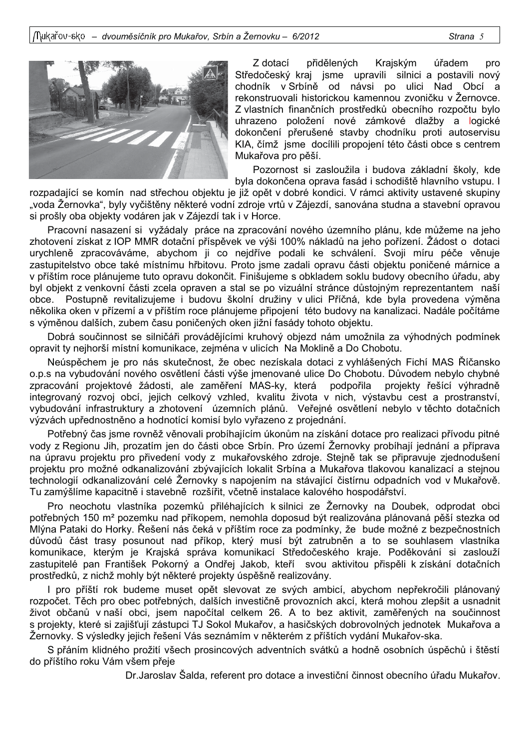Z dotací přidělených Krajským úřadem pro Středočeský kraj jsme upravili silnici a postavili nový chodník v Srbíně od návsi po ulici Nad Obcí a rekonstruovali historickou kamennou zvoničku v Žernovce. Z vlastních finančních prostředků obecního rozpočtu bylo uhrazeno položení nové zámkové dlažby a logické dokončení přerušené stavby chodníku proti autoservisu KIA, čímž jsme docílili propojení této části obce s centrem Mukařova pro pěší.

Pozornost si zasloužila i budova základní školy, kde byla dokončena oprava fasád i schodiště hlavního vstupu. I rozpadající se komín nad střechou objektu je již opět v dobré kondici. V rámci aktivity ustavené skupiny „voda Žernovka", byly vyčištěny některé vodní zdroje vrtů v Zájezdí, sanována studna a stavební opravou si prošly oba objekty vodáren jak v Zájezdí tak i v Horce.

Pracovní nasazení si vyžádaly práce na zpracování nového územního plánu, kde můžeme na jeho zhotovení získat z IOP MMR dotační příspěvek ve výši 100% nákladů na jeho pořízení. Žádost o dotaci urychleně zpracováváme, abychom ji co nejdříve podali ke schválení. Svoji míru péče věnuje zastupitelstvo obce také místnímu hřbitovu. Proto jsme zadali opravu části objektu poničené márnice a v příštím roce plánujeme tuto opravu dokončit. Finišujeme s obkladem soklu budovy obecního úřadu, aby byl objekt z venkovní části zcela opraven a stal se po vizuální stránce důstojným reprezentantem naší obce. Postupně revitalizujeme i budovu školní družiny v ulici Příčná, kde byla provedena výměna několika oken v přízemí a v příštím roce plánujeme připojení této budovy na kanalizaci. Nadále počítáme s výměnou dalších, zubem času poničených oken jižní fasády tohoto objektu.

Dobrá součinnost se silničáři provádějícími kruhový objezd nám umožnila za výhodných podmínek opravit ty nejhorší místní komunikace, zejména v ulicích Na Moklině a Do Chobotu.

Neúspěchem je pro nás skutečnost, že obec nezískala dotaci z vyhlášených Fichí MAS Říčansko o.p.s na vybudování nového osvětlení části výše jmenované ulice Do Chobotu. Důvodem nebylo chybné zpracování projektové žádosti, ale zaměření MAS-ky, která podpořila projekty řešící výhradně integrovaný rozvoj obcí, jejich celkový vzhled, kvalitu života v nich, výstavbu cest a prostranství, vybudování infrastruktury a zhotovení územních plánů. Veřejné osvětlení nebylo v těchto dotačních výzvách upřednostněno a hodnotící komisí bylo vyřazeno z projednání.

Potřebný čas jsme rovněž věnovali probíhajícím úkonům na získání dotace pro realizaci přívodu pitné vody z Regionu Jih, prozatím jen do části obce Srbín. Pro území Žernovky probíhají jednání a příprava na úpravu projektu pro přivedení vody z mukařovského zdroje. Stejně tak se připravuje zjednodušení projektu pro možné odkanalizování zbývajících lokalit Srbína a Mukařova tlakovou kanalizací a stejnou technologií odkanalizování celé Žernovky s napojením na stávající čistírnu odpadních vod v Mukařově. Tu zamýšlíme kapacitně i stavebně rozšířit, včetně instalace kalového hospodářství.

Pro neochotu vlastníka pozemků přiléhajících k silnici ze Žernovky na Doubek, odprodat obci potřebných 150 m² pozemku nad příkopem, nemohla doposud být realizována plánovaná pěší stezka od Mlýna Pataki do Horky. Řešení nás čeká v příštím roce za podmínky, že bude možné z bezpečnostních důvodů část trasy posunout nad příkop, který musí být zatrubněn a to se souhlasem vlastníka komunikace, kterým je Krajská správa komunikací Středočeského kraje. Poděkování si zaslouží zastupitelé pan František Pokorný a Ondřej Jakob, kteří svou aktivitou přispěli k získání dotačních prostředků, z nichž mohly být některé projekty úspěšně realizovány.

I pro příští rok budeme muset opět slevovat ze svých ambicí, abychom nepřekročili plánovaný rozpočet. Těch pro obec potřebných, dalších investičně provozních akcí, která mohou zlepšit a usnadnit život občanů v naší obci, jsem napočítal celkem 26. A to bez aktivit, zaměřených na součinnost s projekty, které si zajišťují zástupci TJ Sokol Mukařov, a hasičských dobrovolných jednotek Mukařova a Žernovky. S výsledky jejich řešení Vás seznámím v některém z příštích vydání Mukařov-ska.

S přáním klidného prožití všech prosincových adventních svátků a hodně osobních úspěchů i štěstí do příštího roku Vám všem přeje

Dr.Jaroslav Šalda, referent pro dotace a investiční činnost obecního úřadu Mukařov.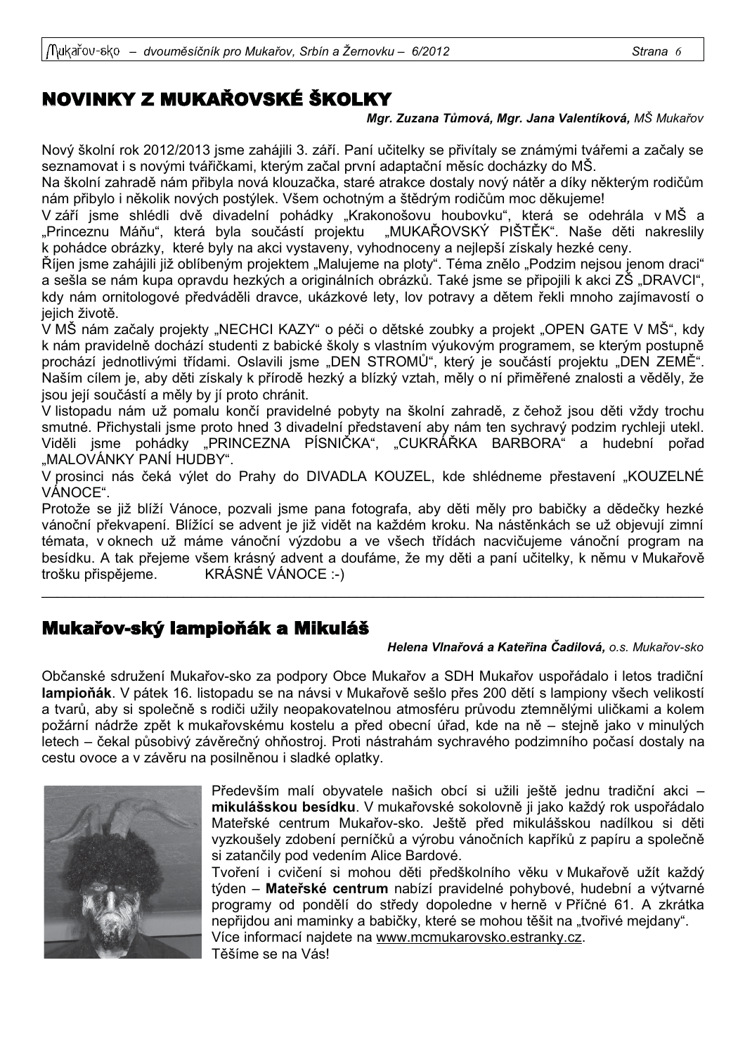## NOVINKY Z MUKAŘOVSKÉ ŠKOLKY

***Mgr. Zuzana Tůmová, Mgr. Jana Valentíková,** MŠ Mukařov*

Nový školní rok 2012/2013 jsme zahájili 3. září. Paní učitelky se přivítaly se známými tvářemi a začaly se seznamovat i s novými tvářičkami, kterým začal první adaptační měsíc docházky do MŠ.

Na školní zahradě nám přibyla nová klouzačka, staré atrakce dostaly nový nátěr a díky některým rodičům nám přibylo i několik nových postýlek. Všem ochotným a štědrým rodičům moc děkujeme!

V září jsme shlédli dvě divadelní pohádky „Krakonošovu houbovku", která se odehrála v MŠ a „Princeznu Máňu", která byla součástí projektu „MUKAŘOVSKÝ PIŠTĚK". Naše děti nakreslily k pohádce obrázky, které byly na akci vystaveny, vyhodnoceny a nejlepší získaly hezké ceny.

Říjen jsme zahájili již oblíbeným projektem „Malujeme na ploty". Téma znělo „Podzim nejsou jenom draci" a sešla se nám kupa opravdu hezkých a originálních obrázků. Také jsme se připojili k akci ZŠ „DRAVCI", kdy nám ornitologové předváděli dravce, ukázkové lety, lov potravy a dětem řekli mnoho zajímavostí o jejich životě.

V MŠ nám začaly projekty „NECHCI KAZY" o péči o dětské zoubky a projekt „OPEN GATE V MŠ", kdy k nám pravidelně dochází studenti z babické školy s vlastním výukovým programem, se kterým postupně prochází jednotlivými třídami. Oslavili jsme „DEN STROMŮ", který je součástí projektu „DEN ZEMĚ". Naším cílem je, aby děti získaly k přírodě hezký a blízký vztah, měly o ní přiměřené znalosti a věděly, že jsou její součástí a měly by jí proto chránit.

V listopadu nám už pomalu končí pravidelné pobyty na školní zahradě, z čehož jsou děti vždy trochu smutné. Přichystali jsme proto hned 3 divadelní představení aby nám ten sychravý podzim rychleji utekl. Viděli jsme pohádky „PRINCEZNA PÍSNIČKA", „CUKRÁŘKA BARBORA" a hudební pořad „MALOVÁNKY PANÍ HUDBY".

V prosinci nás čeká výlet do Prahy do DIVADLA KOUZEL, kde shlédneme přestavení „KOUZELNÉ VÁNOCE".

Protože se již blíží Vánoce, pozvali jsme pana fotografa, aby děti měly pro babičky a dědečky hezké vánoční překvapení. Blížící se advent je již vidět na každém kroku. Na nástěnkách se už objevují zimní témata, v oknech už máme vánoční výzdobu a ve všech třídách nacvičujeme vánoční program na besídku. A tak přejeme všem krásný advent a doufáme, že my děti a paní učitelky, k němu v Mukařově trošku přispějeme. KRÁSNÉ VÁNOCE :-)

---

## Mukařov-ský lampioňák a Mikuláš

***Helena Vlnařová a Kateřina Čadilová,** o.s. Mukařov-sko*

Občanské sdružení Mukařov-sko za podpory Obce Mukařov a SDH Mukařov uspořádalo i letos tradiční **lampioňák**. V pátek 16. listopadu se na návsi v Mukařově sešlo přes 200 dětí s lampiony všech velikostí a tvarů, aby si společně s rodiči užily neopakovatelnou atmosféru průvodu ztemnělými uličkami a kolem požární nádrže zpět k mukařovskému kostelu a před obecní úřad, kde na ně – stejně jako v minulých letech – čekal působivý závěrečný ohňostroj. Proti nástrahám sychravého podzimního počasí dostaly na cestu ovoce a v závěru na posilněnou i sladké oplatky.

Především malí obyvatele našich obcí si užili ještě jednu tradiční akci – **mikulášskou besídku**. V mukařovské sokolovně ji jako každý rok uspořádalo Mateřské centrum Mukařov-sko. Ještě před mikulášskou nadílkou si děti vyzkoušely zdobení perníčků a výrobu vánočních kapříků z papíru a společně si zatančily pod vedením Alice Bardové.

Tvoření i cvičení si mohou děti předškolního věku v Mukařově užít každý týden – **Mateřské centrum** nabízí pravidelné pohybové, hudební a výtvarné programy od pondělí do středy dopoledne v herně v Příčné 61. A zkrátka nepřijdou ani maminky a babičky, které se mohou těšit na „tvořivé mejdany".

Více informací najdete na www.mcmukarovsko.estranky.cz.

Těšíme se na Vás!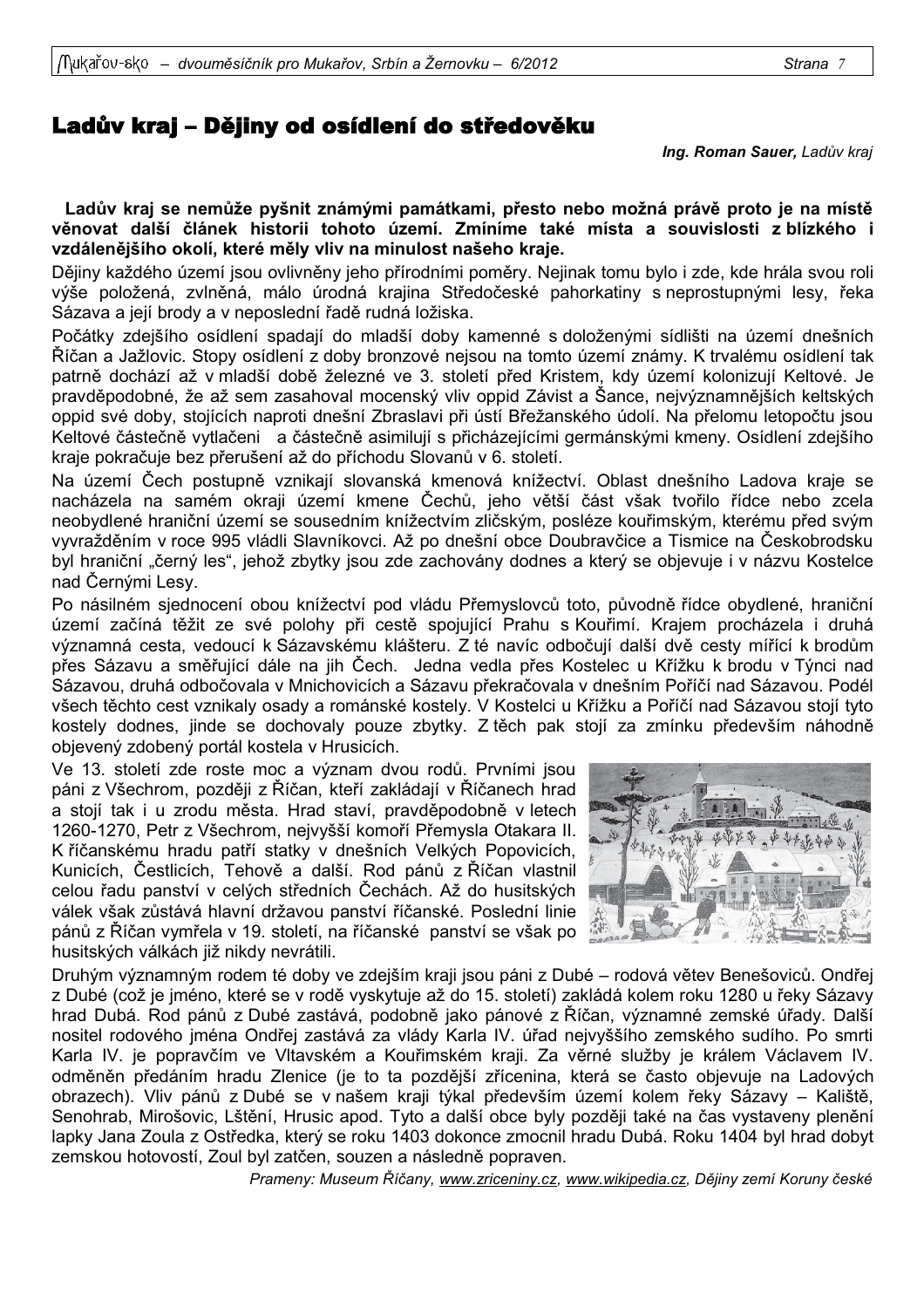# Ladův kraj – Dějiny od osídlení do středověku

*Ing. Roman Sauer, Ladův kraj*

**Ladův kraj se nemůže pyšnit známými památkami, přesto nebo možná právě proto je na místě věnovat další článek historii tohoto území. Zmíníme také místa a souvislosti z blízkého i vzdálenějšího okolí, které měly vliv na minulost našeho kraje.**

Dějiny každého území jsou ovlivněny jeho přírodními poměry. Nejinak tomu bylo i zde, kde hrála svou roli výše položená, zvlněná, málo úrodná krajina Středočeské pahorkatiny s neprostupnými lesy, řeka Sázava a její brody a v neposlední řadě rudná ložiska.

Počátky zdejšího osídlení spadají do mladší doby kamenné s doloženými sídlišti na území dnešních Říčan a Jažlovic. Stopy osídlení z doby bronzové nejsou na tomto území známy. K trvalému osídlení tak patrně dochází až v mladší době železné ve 3. století před Kristem, kdy území kolonizují Keltové. Je pravděpodobné, že až sem zasahoval mocenský vliv oppid Závist a Šance, nejvýznamnějších keltských oppid své doby, stojících naproti dnešní Zbraslavi při ústí Břežanského údolí. Na přelomu letopočtu jsou Keltové částečně vytlačeni a částečně asimilují s přicházejícími germánskými kmeny. Osídlení zdejšího kraje pokračuje bez přerušení až do příchodu Slovanů v 6. století.

Na území Čech postupně vznikají slovanská kmenová knížectví. Oblast dnešního Ladova kraje se nacházela na samém okraji území kmene Čechů, jeho větší část však tvořilo řídce nebo zcela neobydlené hraniční území se sousedním knížectvím zličským, posléze kouřimským, kterému před svým vyvražděním v roce 995 vládli Slavníkovci. Až po dnešní obce Doubravčice a Tismice na Českobrodsku byl hraniční „černý les", jehož zbytky jsou zde zachovány dodnes a který se objevuje i v názvu Kostelce nad Černými Lesy.

Po násilném sjednocení obou knížectví pod vládu Přemyslovců toto, původně řídce obydlené, hraniční území začíná těžit ze své polohy při cestě spojující Prahu s Kouřimí. Krajem procházela i druhá významná cesta, vedoucí k Sázavskému klášteru. Z té navíc odbočují další dvě cesty mířící k brodům přes Sázavu a směřující dále na jih Čech. Jedna vedla přes Kostelec u Křížku k brodu v Týnci nad Sázavou, druhá odbočovala v Mnichovicích a Sázavu překračovala v dnešním Poříčí nad Sázavou. Podél všech těchto cest vznikaly osady a románské kostely. V Kostelci u Křížku a Poříčí nad Sázavou stojí tyto kostely dodnes, jinde se dochovaly pouze zbytky. Z těch pak stojí za zmínku především náhodně objevený zdobený portál kostela v Hrusicích.

Ve 13. století zde roste moc a význam dvou rodů. Prvními jsou páni z Všechrom, později z Říčan, kteří zakládají v Říčanech hrad a stojí tak i u zrodu města. Hrad staví, pravděpodobně v letech 1260-1270, Petr z Všechrom, nejvyšší komoří Přemysla Otakara II. K říčanskému hradu patří statky v dnešních Velkých Popovicích, Kunicích, Čestlicích, Tehově a další. Rod pánů z Říčan vlastnil celou řadu panství v celých středních Čechách. Až do husitských válek však zůstává hlavní državou panství říčanské. Poslední linie pánů z Říčan vymřela v 19. století, na říčanské panství se však po husitských válkách již nikdy nevrátili.

Druhým významným rodem té doby ve zdejším kraji jsou páni z Dubé – rodová větev Benešoviců. Ondřej z Dubé (což je jméno, které se v rodě vyskytuje až do 15. století) zakládá kolem roku 1280 u řeky Sázavy hrad Dubá. Rod pánů z Dubé zastává, podobně jako pánové z Říčan, významné zemské úřady. Další nositel rodového jména Ondřej zastává za vlády Karla IV. úřad nejvyššího zemského sudího. Po smrti Karla IV. je popravčím ve Vltavském a Kouřimském kraji. Za věrné služby je králem Václavem IV. odměněn předáním hradu Zlenice (je to ta pozdější zřícenina, která se často objevuje na Ladových obrazech). Vliv pánů z Dubé se v našem kraji týkal především území kolem řeky Sázavy – Kaliště, Senohrab, Mirošovic, Lštění, Hrusic apod. Tyto a další obce byly později také na čas vystaveny plenění lapky Jana Zoula z Ostředka, který se roku 1403 dokonce zmocnil hradu Dubá. Roku 1404 byl hrad dobyt zemskou hotovostí, Zoul byl zatčen, souzen a následně popraven.

*Prameny: Museum Říčany, www.zriceniny.cz, www.wikipedia.cz, Dějiny zemí Koruny české*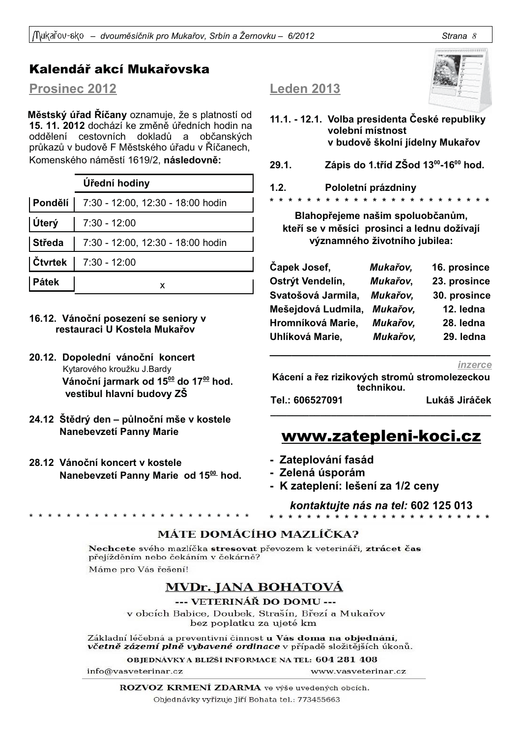# Kalendář akcí Mukařovska

## Prosinec 2012

**Městský úřad Říčany** oznamuje, že s platností od **15. 11. 2012** dochází ke změně úředních hodin na oddělení cestovních dokladů a občanských průkazů v budově F Městského úřadu v Říčanech, Komenského náměstí 1619/2, **následovně:**

| | **Úřední hodiny** |
|---|---|
| **Pondělí** | 7:30 - 12:00, 12:30 - 18:00 hodin |
| **Úterý** | 7:30 - 12:00 |
| **Středa** | 7:30 - 12:00, 12:30 - 18:00 hodin |
| **Čtvrtek** | 7:30 - 12:00 |
| **Pátek** | x |

**16.12. Vánoční posezení se seniory v restauraci U Kostela Mukařov**

**20.12. Dopolední vánoční koncert** Kytarového kroužku J.Bardy
**Vánoční jarmark od $15^{00}$ do $17^{00}$ hod. vestibul hlavní budovy ZŠ**

**24.12 Štědrý den – půlnoční mše v kostele Nanebevzetí Panny Marie**

**28.12 Vánoční koncert v kostele Nanebevzetí Panny Marie od $15^{00}$ hod.**

\* \* \* \* \* \* \* \* \* \* \* \* \* \* \* \* \* \* \* \* \* \* \* \* \*

## Leden 2013

**11.1. - 12.1. Volba presidenta České republiky volební místnost v budově školní jídelny Mukařov**

**29.1. Zápis do 1.tříd ZŠod $13^{00}$-$16^{00}$ hod.**

**1.2. Pololetní prázdniny**

\* \* \* \* \* \* \* \* \* \* \* \* \* \* \* \* \* \* \* \* \* \* \* \* \*

**Blahopřejeme našim spoluobčanům, kteří se v měsíci prosinci a lednu dožívají významného životního jubilea:**

| | | |
|---|---|---|
| **Čapek Josef,** | ***Mukařov,*** | **16. prosince** |
| **Ostrýt Vendelín,** | ***Mukařov*,** | **23. prosince** |
| **Svatošová Jarmila,** | ***Mukařov,*** | **30. prosince** |
| **Mešejdová Ludmila,** | ***Mukařov,*** | **12. ledna** |
| **Hromníková Marie,** | ***Mukařov,*** | **28. ledna** |
| **Uhlíková Marie,** | ***Mukařov,*** | **29. ledna** |

*inzerce*

**Kácení a řez rizikových stromů stromolezeckou technikou.**
**Tel.: 606527091** **Lukáš Jiráček**

**www.zatepleni-koci.cz**

- **Zateplování fasád**
- **Zelená úsporám**
- **K zateplení: lešení za 1/2 ceny**

***kontaktujte nás na tel:* 602 125 013**

\* \* \* \* \* \* \* \* \* \* \* \* \* \* \* \* \* \* \* \* \* \* \* \* \*

**MÁTE DOMÁCÍHO MAZLÍČKA?**

**Nechcete** svého mazlíčka **stresovat** převozem k veterináři, **ztrácet čas** přejížděním nebo čekáním v čekárně?

Máme pro Vás řešení!

**MVDr. JANA BOHATOVÁ**

**--- VETERINÁŘ DO DOMU ---**

v obcích Babice, Doubek, Strašín, Březí a Mukařov bez poplatku za ujeté km

Základní léčebná a preventivní činnost **u Vás doma na objednání**, ***včetně zázemí plně vybavené ordinace*** v případě složitějších úkonů.

**OBJEDNÁVKY A BLIŽŠÍ INFORMACE NA TEL: 604 281 408**

info@vasveterinar.cz www.vasveterinar.cz

**ROZVOZ KRMENÍ ZDARMA** ve výše uvedených obcích.

Objednávky vyřizuje Jiří Bohata tel.: 773455663